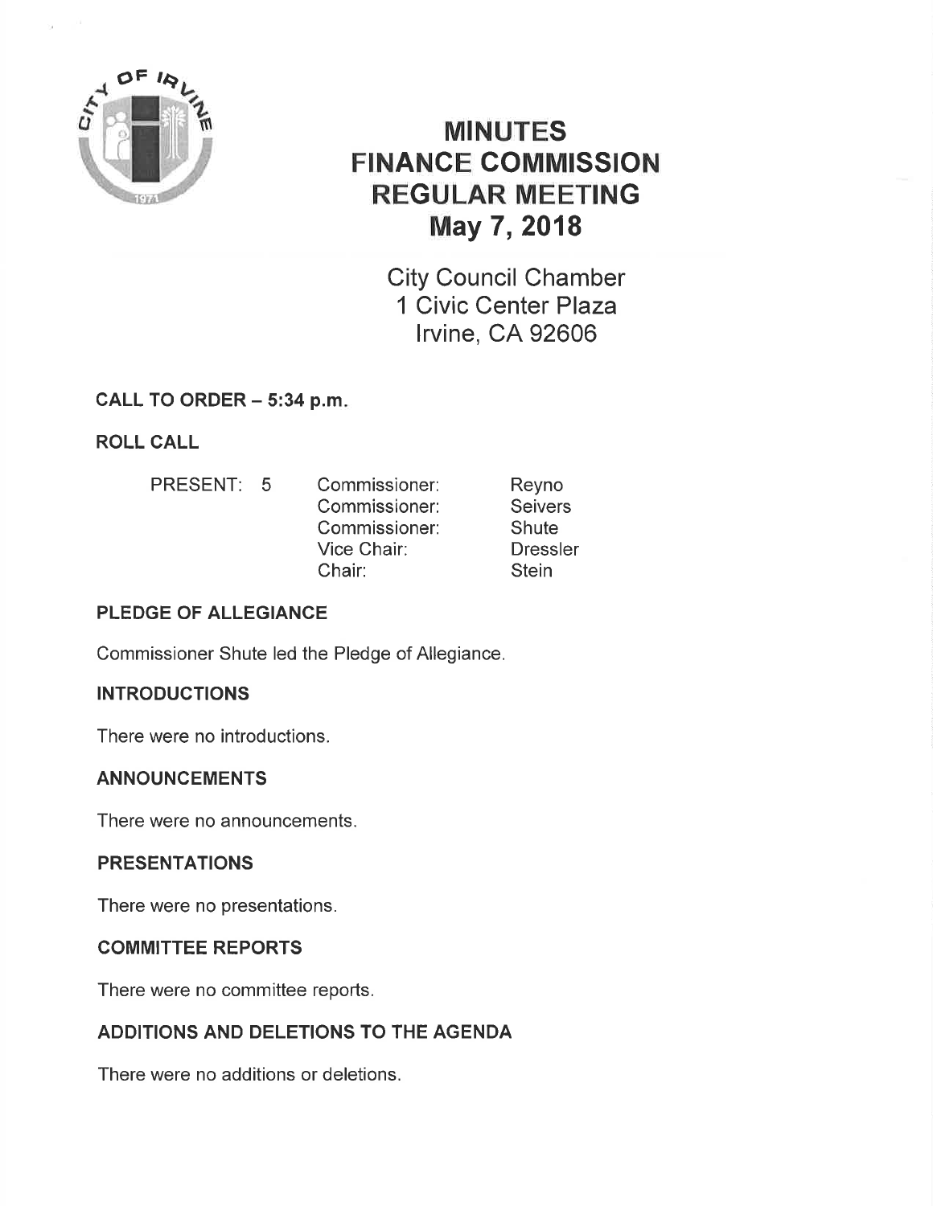# MINUTES
# FINANCE COMMISSION
# REGULAR MEETING
# May 7, 2018

City Council Chamber
1 Civic Center Plaza
Irvine, CA 92606

## CALL TO ORDER – 5:34 p.m.

## ROLL CALL

| PRESENT: 5 | Commissioner: | Reyno |
|---|---|---|
| | Commissioner: | Seivers |
| | Commissioner: | Shute |
| | Vice Chair: | Dressler |
| | Chair: | Stein |

## PLEDGE OF ALLEGIANCE

Commissioner Shute led the Pledge of Allegiance.

## INTRODUCTIONS

There were no introductions.

## ANNOUNCEMENTS

There were no announcements.

## PRESENTATIONS

There were no presentations.

## COMMITTEE REPORTS

There were no committee reports.

## ADDITIONS AND DELETIONS TO THE AGENDA

There were no additions or deletions.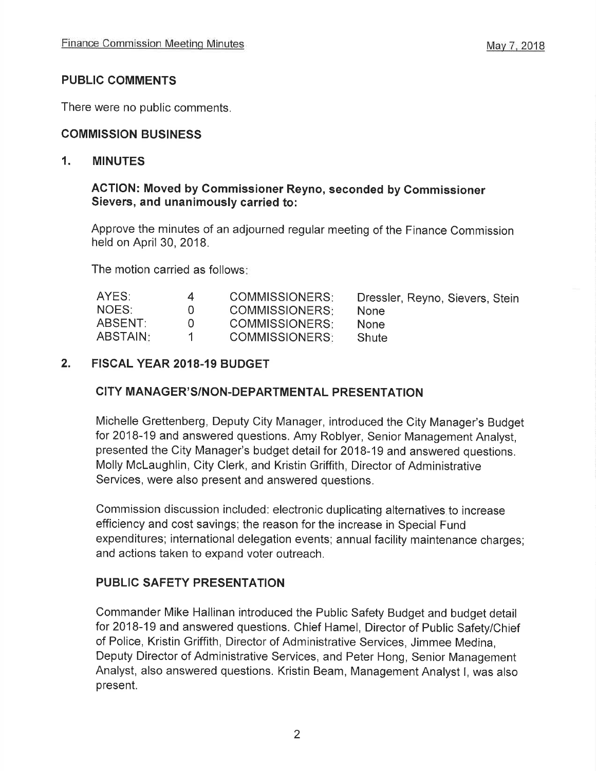## PUBLIC COMMENTS

There were no public comments.

## COMMISSION BUSINESS

### 1. MINUTES

**ACTION: Moved by Commissioner Reyno, seconded by Commissioner Sievers, and unanimously carried to:**

Approve the minutes of an adjourned regular meeting of the Finance Commission held on April 30, 2018.

The motion carried as follows:

| | | | |
|---|---|---|---|
| AYES: | 4 | COMMISSIONERS: | Dressler, Reyno, Sievers, Stein |
| NOES: | 0 | COMMISSIONERS: | None |
| ABSENT: | 0 | COMMISSIONERS: | None |
| ABSTAIN: | 1 | COMMISSIONERS: | Shute |

### 2. FISCAL YEAR 2018-19 BUDGET

#### CITY MANAGER'S/NON-DEPARTMENTAL PRESENTATION

Michelle Grettenberg, Deputy City Manager, introduced the City Manager's Budget for 2018-19 and answered questions. Amy Roblyer, Senior Management Analyst, presented the City Manager's budget detail for 2018-19 and answered questions. Molly McLaughlin, City Clerk, and Kristin Griffith, Director of Administrative Services, were also present and answered questions.

Commission discussion included: electronic duplicating alternatives to increase efficiency and cost savings; the reason for the increase in Special Fund expenditures; international delegation events; annual facility maintenance charges; and actions taken to expand voter outreach.

#### PUBLIC SAFETY PRESENTATION

Commander Mike Hallinan introduced the Public Safety Budget and budget detail for 2018-19 and answered questions. Chief Hamel, Director of Public Safety/Chief of Police, Kristin Griffith, Director of Administrative Services, Jimmee Medina, Deputy Director of Administrative Services, and Peter Hong, Senior Management Analyst, also answered questions. Kristin Beam, Management Analyst I, was also present.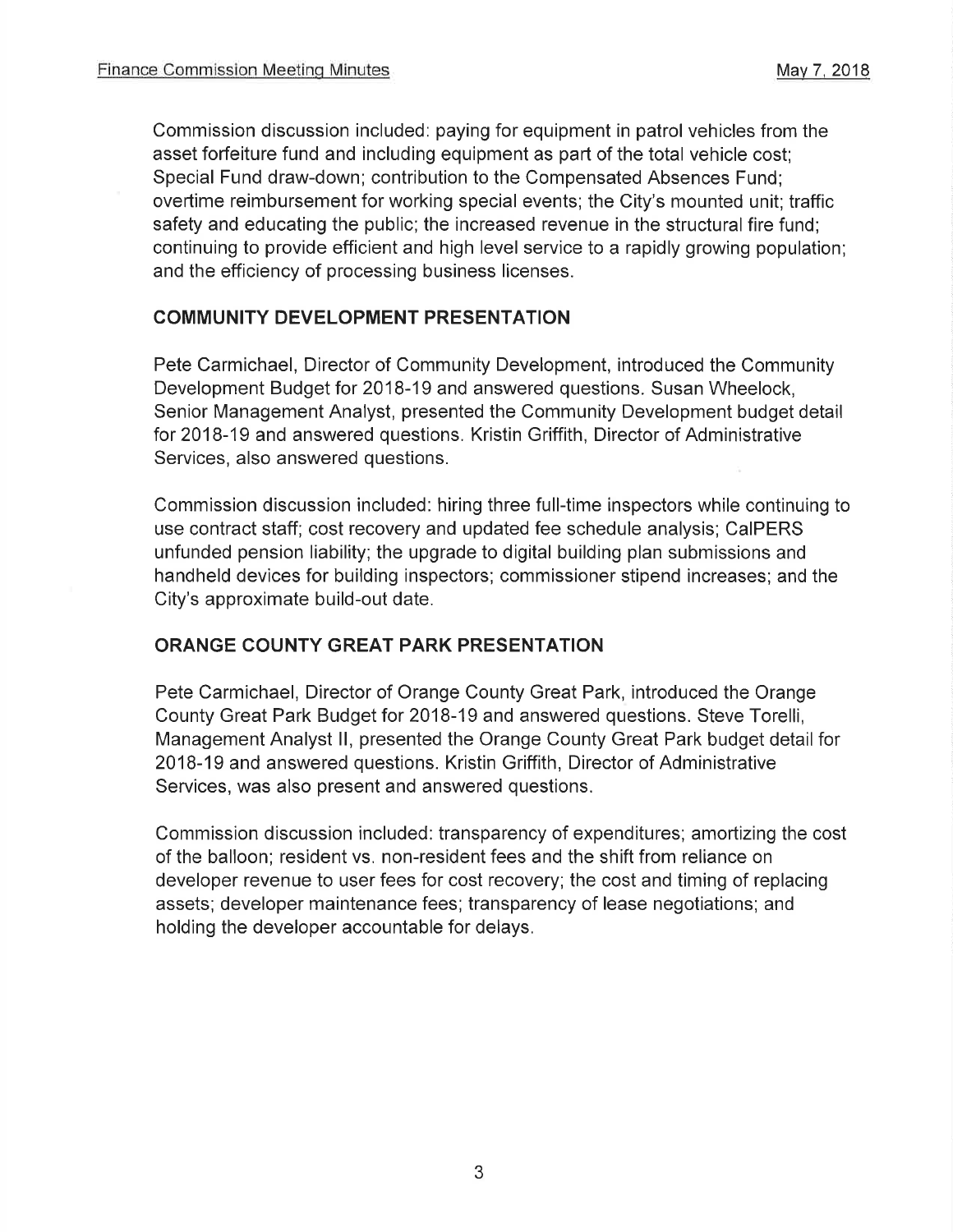Commission discussion included: paying for equipment in patrol vehicles from the asset forfeiture fund and including equipment as part of the total vehicle cost; Special Fund draw-down; contribution to the Compensated Absences Fund; overtime reimbursement for working special events; the City's mounted unit; traffic safety and educating the public; the increased revenue in the structural fire fund; continuing to provide efficient and high level service to a rapidly growing population; and the efficiency of processing business licenses.

## COMMUNITY DEVELOPMENT PRESENTATION

Pete Carmichael, Director of Community Development, introduced the Community Development Budget for 2018-19 and answered questions. Susan Wheelock, Senior Management Analyst, presented the Community Development budget detail for 2018-19 and answered questions. Kristin Griffith, Director of Administrative Services, also answered questions.

Commission discussion included: hiring three full-time inspectors while continuing to use contract staff; cost recovery and updated fee schedule analysis; CalPERS unfunded pension liability; the upgrade to digital building plan submissions and handheld devices for building inspectors; commissioner stipend increases; and the City's approximate build-out date.

## ORANGE COUNTY GREAT PARK PRESENTATION

Pete Carmichael, Director of Orange County Great Park, introduced the Orange County Great Park Budget for 2018-19 and answered questions. Steve Torelli, Management Analyst II, presented the Orange County Great Park budget detail for 2018-19 and answered questions. Kristin Griffith, Director of Administrative Services, was also present and answered questions.

Commission discussion included: transparency of expenditures; amortizing the cost of the balloon; resident vs. non-resident fees and the shift from reliance on developer revenue to user fees for cost recovery; the cost and timing of replacing assets; developer maintenance fees; transparency of lease negotiations; and holding the developer accountable for delays.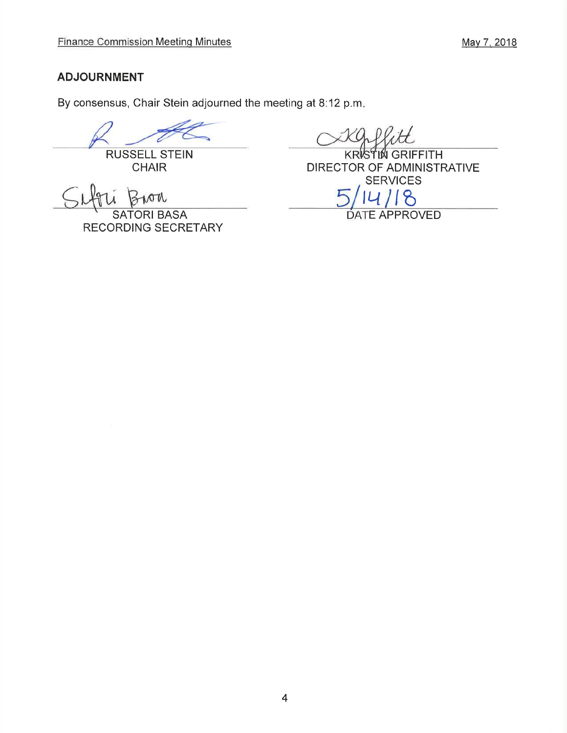## ADJOURNMENT

By consensus, Chair Stein adjourned the meeting at 8:12 p.m.

RUSSELL STEIN
CHAIR

KRISTIN GRIFFITH
DIRECTOR OF ADMINISTRATIVE SERVICES

SATORI BASA
RECORDING SECRETARY

5/14/18
DATE APPROVED